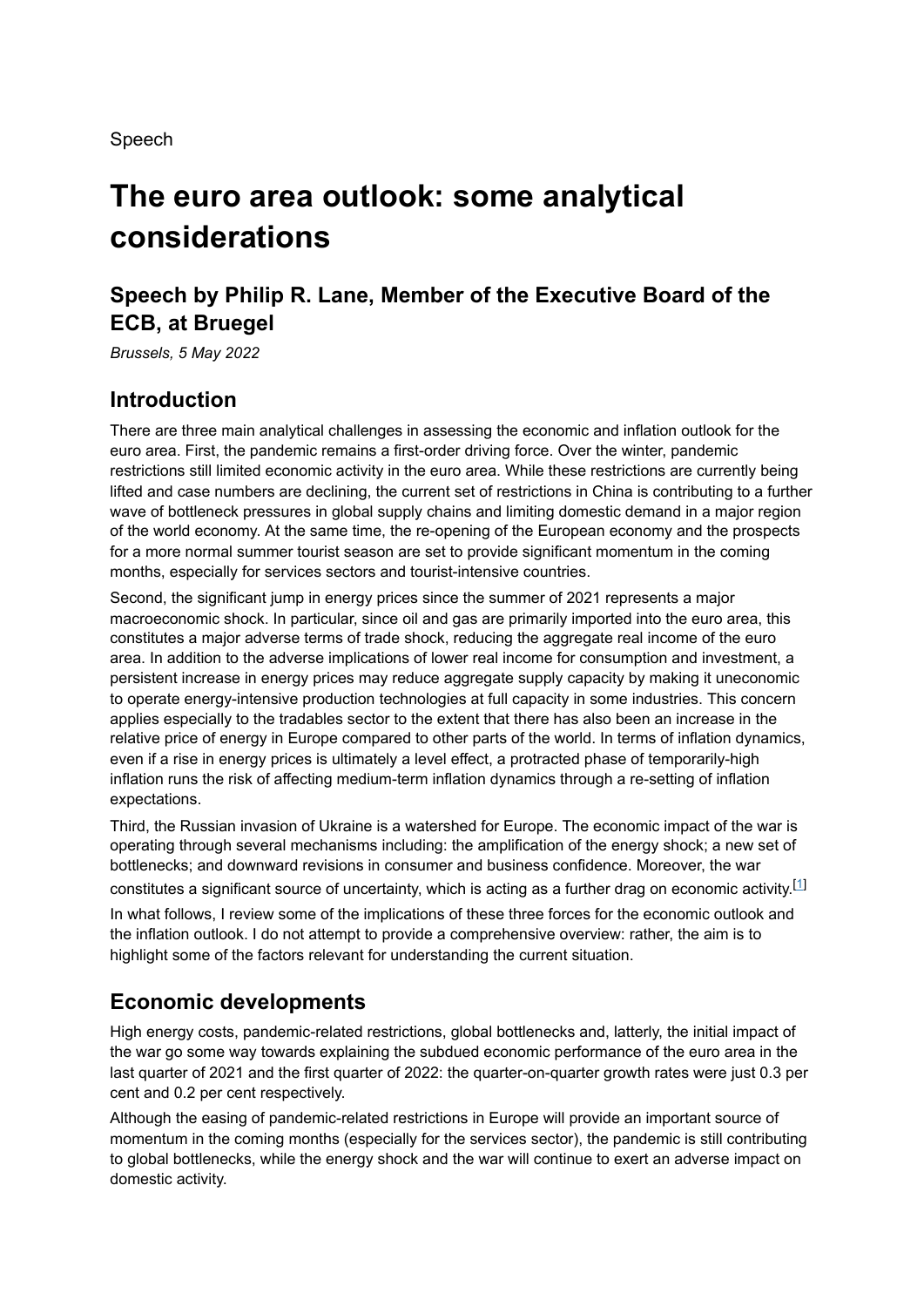Speech

# The euro area outlook: some analytical considerations

## Speech by Philip R. Lane, Member of the Executive Board of the ECB, at Bruegel

*Brussels, 5 May 2022*

## Introduction

There are three main analytical challenges in assessing the economic and inflation outlook for the euro area. First, the pandemic remains a first-order driving force. Over the winter, pandemic restrictions still limited economic activity in the euro area. While these restrictions are currently being lifted and case numbers are declining, the current set of restrictions in China is contributing to a further wave of bottleneck pressures in global supply chains and limiting domestic demand in a major region of the world economy. At the same time, the re-opening of the European economy and the prospects for a more normal summer tourist season are set to provide significant momentum in the coming months, especially for services sectors and tourist-intensive countries.

Second, the significant jump in energy prices since the summer of 2021 represents a major macroeconomic shock. In particular, since oil and gas are primarily imported into the euro area, this constitutes a major adverse terms of trade shock, reducing the aggregate real income of the euro area. In addition to the adverse implications of lower real income for consumption and investment, a persistent increase in energy prices may reduce aggregate supply capacity by making it uneconomic to operate energy-intensive production technologies at full capacity in some industries. This concern applies especially to the tradables sector to the extent that there has also been an increase in the relative price of energy in Europe compared to other parts of the world. In terms of inflation dynamics, even if a rise in energy prices is ultimately a level effect, a protracted phase of temporarily-high inflation runs the risk of affecting medium-term inflation dynamics through a re-setting of inflation expectations.

Third, the Russian invasion of Ukraine is a watershed for Europe. The economic impact of the war is operating through several mechanisms including: the amplification of the energy shock; a new set of bottlenecks; and downward revisions in consumer and business confidence. Moreover, the war constitutes a significant source of uncertainty, which is acting as a further drag on economic activity.[1]

In what follows, I review some of the implications of these three forces for the economic outlook and the inflation outlook. I do not attempt to provide a comprehensive overview: rather, the aim is to highlight some of the factors relevant for understanding the current situation.

## Economic developments

High energy costs, pandemic-related restrictions, global bottlenecks and, latterly, the initial impact of the war go some way towards explaining the subdued economic performance of the euro area in the last quarter of 2021 and the first quarter of 2022: the quarter-on-quarter growth rates were just 0.3 per cent and 0.2 per cent respectively.

Although the easing of pandemic-related restrictions in Europe will provide an important source of momentum in the coming months (especially for the services sector), the pandemic is still contributing to global bottlenecks, while the energy shock and the war will continue to exert an adverse impact on domestic activity.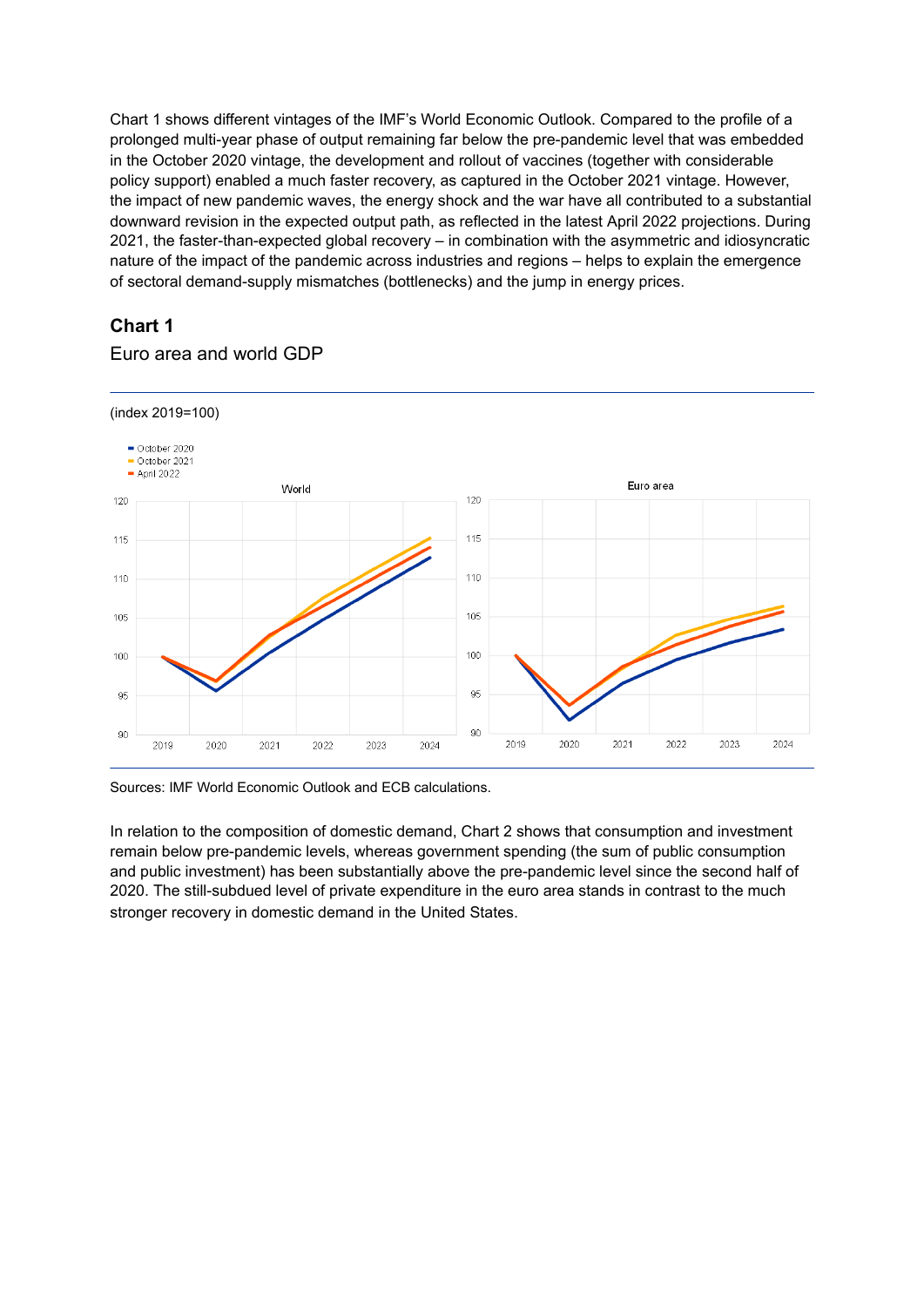Chart 1 shows different vintages of the IMF's World Economic Outlook. Compared to the profile of a prolonged multi-year phase of output remaining far below the pre-pandemic level that was embedded in the October 2020 vintage, the development and rollout of vaccines (together with considerable policy support) enabled a much faster recovery, as captured in the October 2021 vintage. However, the impact of new pandemic waves, the energy shock and the war have all contributed to a substantial downward revision in the expected output path, as reflected in the latest April 2022 projections. During 2021, the faster-than-expected global recovery – in combination with the asymmetric and idiosyncratic nature of the impact of the pandemic across industries and regions – helps to explain the emergence of sectoral demand-supply mismatches (bottlenecks) and the jump in energy prices.

### Chart 1

Euro area and world GDP

(index 2019=100)

Sources: IMF World Economic Outlook and ECB calculations.

In relation to the composition of domestic demand, Chart 2 shows that consumption and investment remain below pre-pandemic levels, whereas government spending (the sum of public consumption and public investment) has been substantially above the pre-pandemic level since the second half of 2020. The still-subdued level of private expenditure in the euro area stands in contrast to the much stronger recovery in domestic demand in the United States.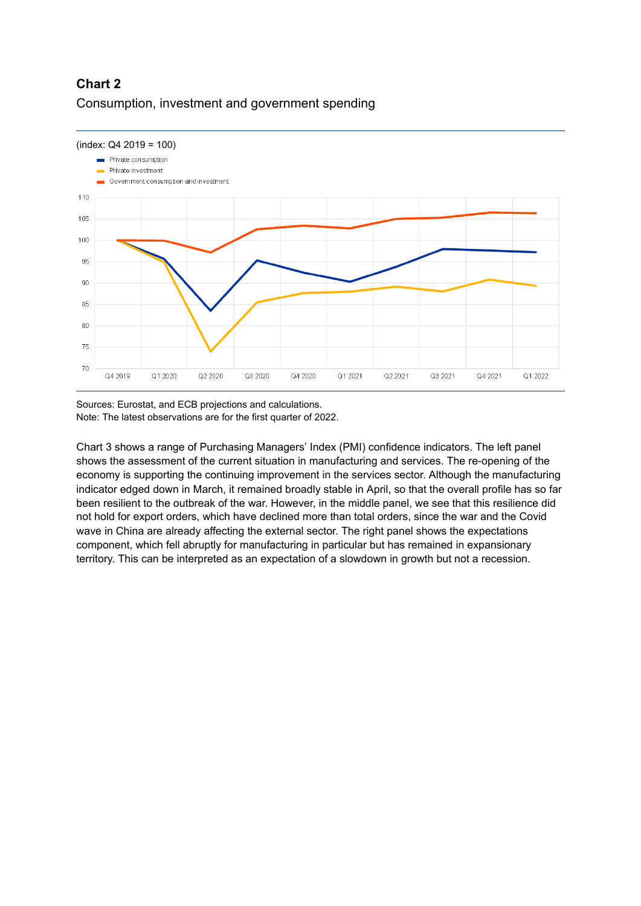**Chart 2**

Consumption, investment and government spending

(index: Q4 2019 = 100)

Sources: Eurostat, and ECB projections and calculations.
Note: The latest observations are for the first quarter of 2022.

Chart 3 shows a range of Purchasing Managers' Index (PMI) confidence indicators. The left panel shows the assessment of the current situation in manufacturing and services. The re-opening of the economy is supporting the continuing improvement in the services sector. Although the manufacturing indicator edged down in March, it remained broadly stable in April, so that the overall profile has so far been resilient to the outbreak of the war. However, in the middle panel, we see that this resilience did not hold for export orders, which have declined more than total orders, since the war and the Covid wave in China are already affecting the external sector. The right panel shows the expectations component, which fell abruptly for manufacturing in particular but has remained in expansionary territory. This can be interpreted as an expectation of a slowdown in growth but not a recession.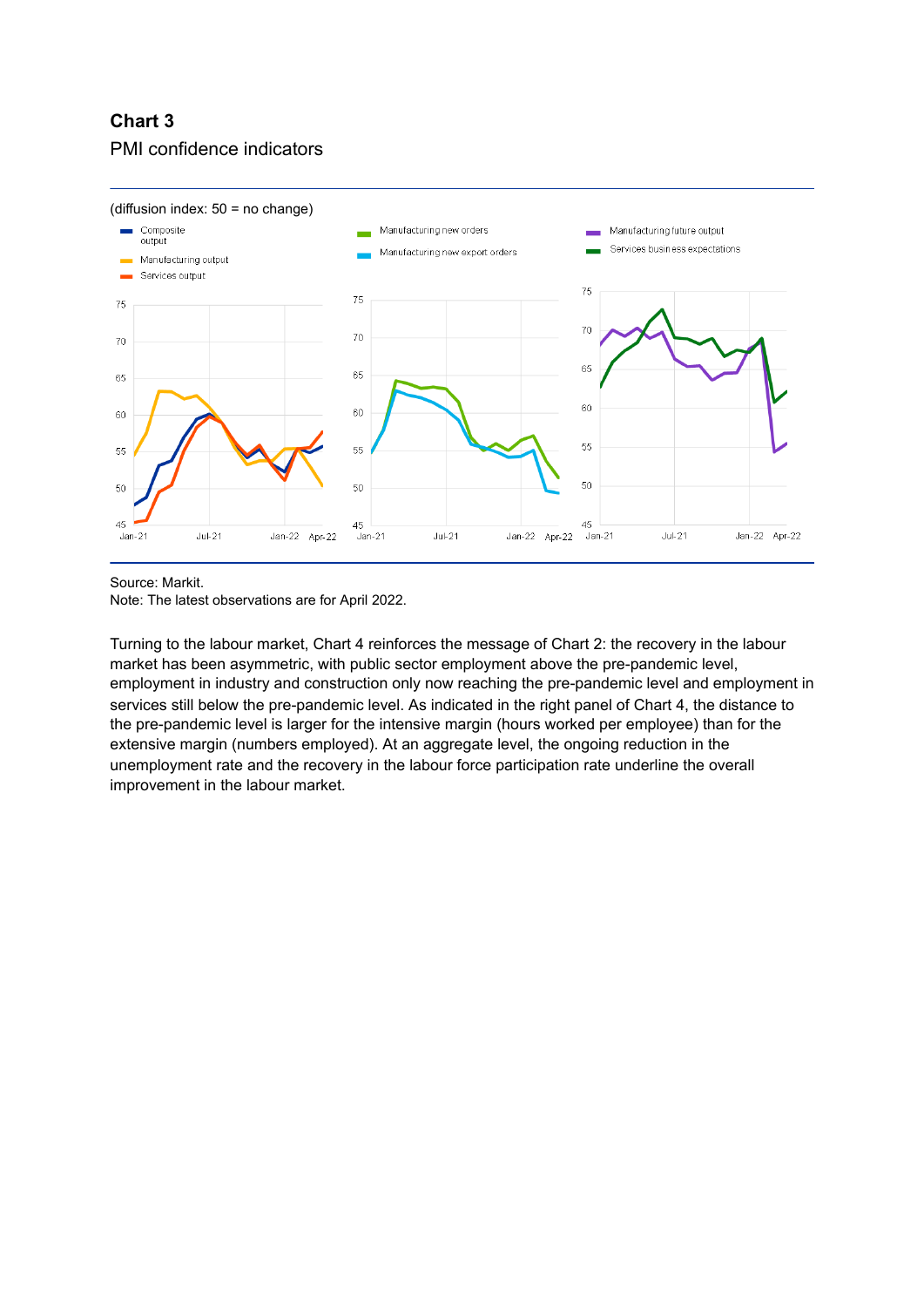**Chart 3**

PMI confidence indicators

(diffusion index: 50 = no change)

Source: Markit.
Note: The latest observations are for April 2022.

Turning to the labour market, Chart 4 reinforces the message of Chart 2: the recovery in the labour market has been asymmetric, with public sector employment above the pre-pandemic level, employment in industry and construction only now reaching the pre-pandemic level and employment in services still below the pre-pandemic level. As indicated in the right panel of Chart 4, the distance to the pre-pandemic level is larger for the intensive margin (hours worked per employee) than for the extensive margin (numbers employed). At an aggregate level, the ongoing reduction in the unemployment rate and the recovery in the labour force participation rate underline the overall improvement in the labour market.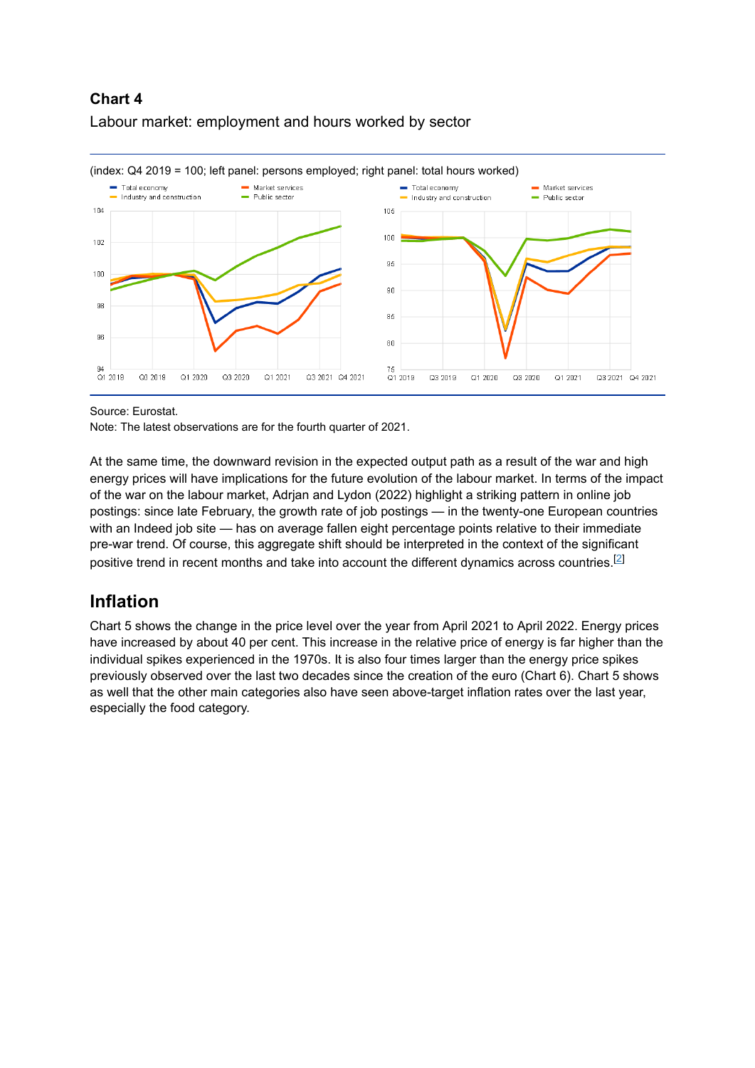**Chart 4**

Labour market: employment and hours worked by sector

(index: Q4 2019 = 100; left panel: persons employed; right panel: total hours worked)

Source: Eurostat.

Note: The latest observations are for the fourth quarter of 2021.

At the same time, the downward revision in the expected output path as a result of the war and high energy prices will have implications for the future evolution of the labour market. In terms of the impact of the war on the labour market, Adrjan and Lydon (2022) highlight a striking pattern in online job postings: since late February, the growth rate of job postings — in the twenty-one European countries with an Indeed job site — has on average fallen eight percentage points relative to their immediate pre-war trend. Of course, this aggregate shift should be interpreted in the context of the significant positive trend in recent months and take into account the different dynamics across countries.[2]

## Inflation

Chart 5 shows the change in the price level over the year from April 2021 to April 2022. Energy prices have increased by about 40 per cent. This increase in the relative price of energy is far higher than the individual spikes experienced in the 1970s. It is also four times larger than the energy price spikes previously observed over the last two decades since the creation of the euro (Chart 6). Chart 5 shows as well that the other main categories also have seen above-target inflation rates over the last year, especially the food category.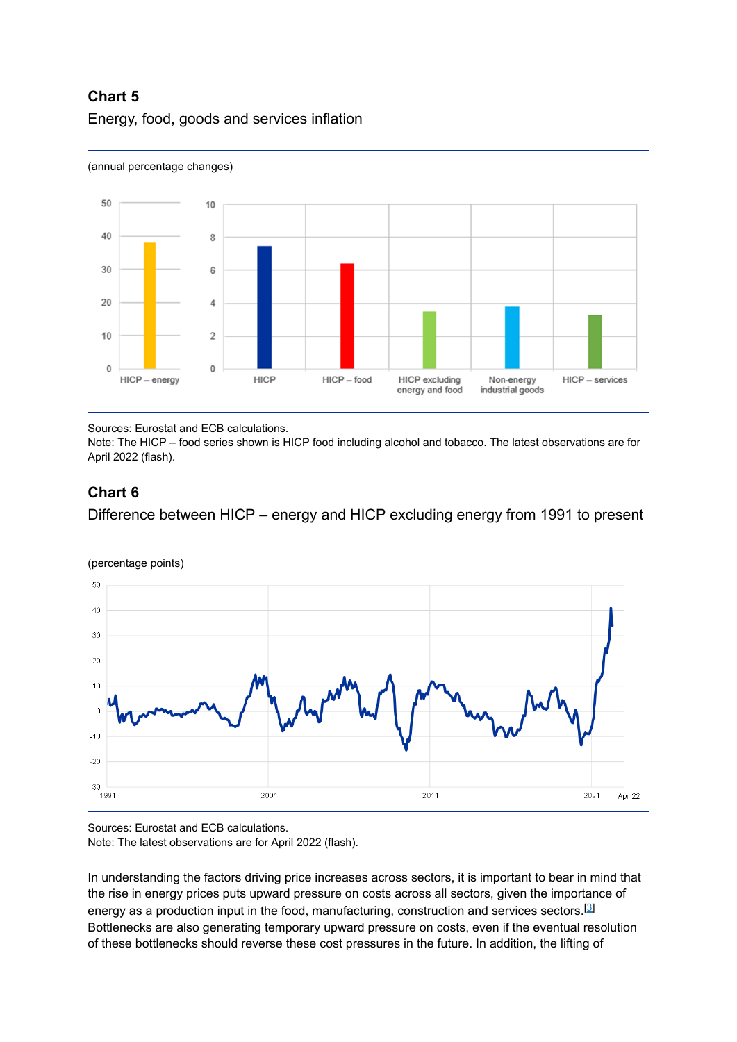### Chart 5

Energy, food, goods and services inflation

(annual percentage changes)

Sources: Eurostat and ECB calculations.
Note: The HICP – food series shown is HICP food including alcohol and tobacco. The latest observations are for April 2022 (flash).

### Chart 6

Difference between HICP – energy and HICP excluding energy from 1991 to present

(percentage points)

Sources: Eurostat and ECB calculations.
Note: The latest observations are for April 2022 (flash).

In understanding the factors driving price increases across sectors, it is important to bear in mind that the rise in energy prices puts upward pressure on costs across all sectors, given the importance of energy as a production input in the food, manufacturing, construction and services sectors.[3] Bottlenecks are also generating temporary upward pressure on costs, even if the eventual resolution of these bottlenecks should reverse these cost pressures in the future. In addition, the lifting of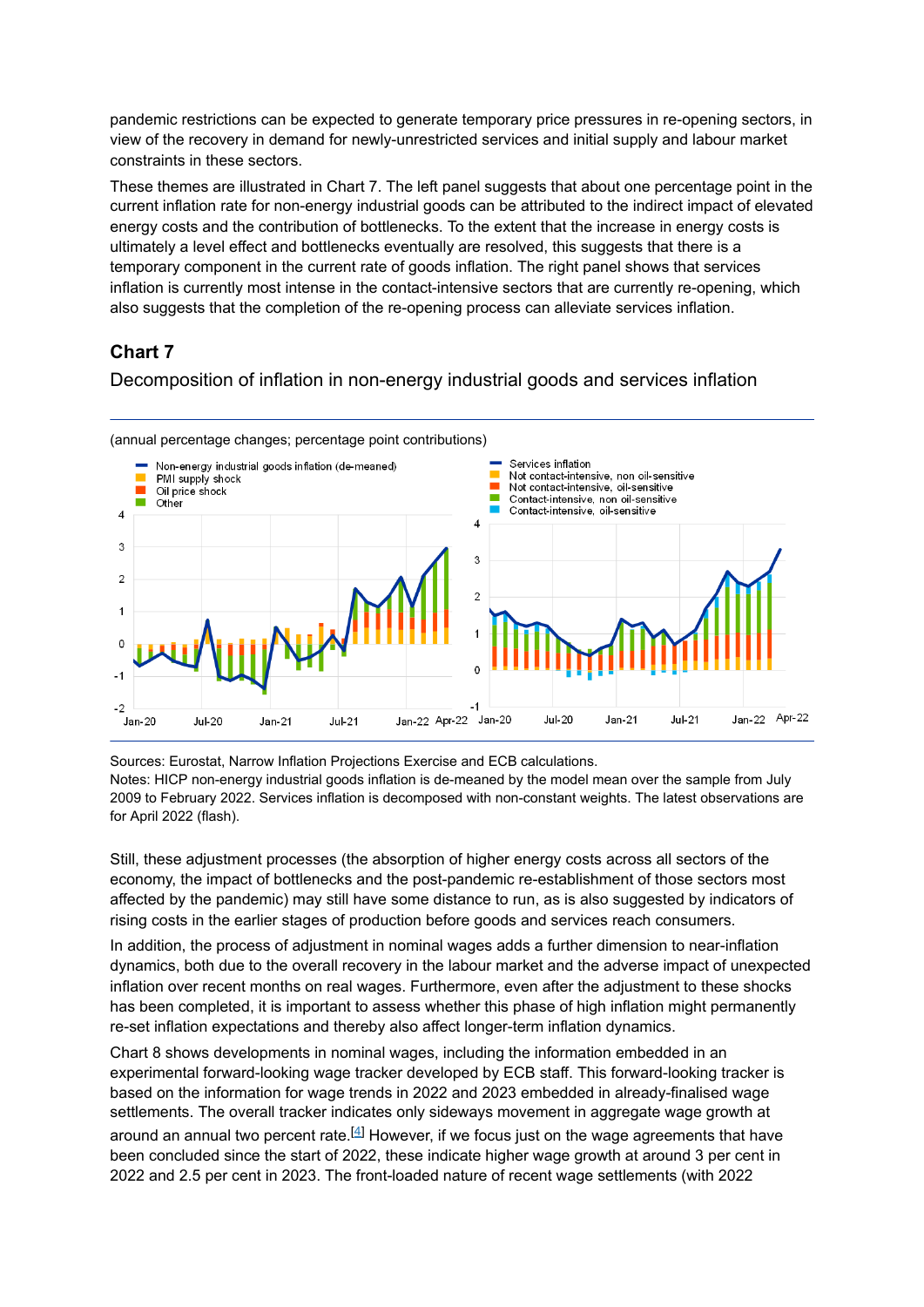pandemic restrictions can be expected to generate temporary price pressures in re-opening sectors, in view of the recovery in demand for newly-unrestricted services and initial supply and labour market constraints in these sectors.

These themes are illustrated in Chart 7. The left panel suggests that about one percentage point in the current inflation rate for non-energy industrial goods can be attributed to the indirect impact of elevated energy costs and the contribution of bottlenecks. To the extent that the increase in energy costs is ultimately a level effect and bottlenecks eventually are resolved, this suggests that there is a temporary component in the current rate of goods inflation. The right panel shows that services inflation is currently most intense in the contact-intensive sectors that are currently re-opening, which also suggests that the completion of the re-opening process can alleviate services inflation.

### Chart 7

Decomposition of inflation in non-energy industrial goods and services inflation

(annual percentage changes; percentage point contributions)

Sources: Eurostat, Narrow Inflation Projections Exercise and ECB calculations.
Notes: HICP non-energy industrial goods inflation is de-meaned by the model mean over the sample from July 2009 to February 2022. Services inflation is decomposed with non-constant weights. The latest observations are for April 2022 (flash).

Still, these adjustment processes (the absorption of higher energy costs across all sectors of the economy, the impact of bottlenecks and the post-pandemic re-establishment of those sectors most affected by the pandemic) may still have some distance to run, as is also suggested by indicators of rising costs in the earlier stages of production before goods and services reach consumers.

In addition, the process of adjustment in nominal wages adds a further dimension to near-inflation dynamics, both due to the overall recovery in the labour market and the adverse impact of unexpected inflation over recent months on real wages. Furthermore, even after the adjustment to these shocks has been completed, it is important to assess whether this phase of high inflation might permanently re-set inflation expectations and thereby also affect longer-term inflation dynamics.

Chart 8 shows developments in nominal wages, including the information embedded in an experimental forward-looking wage tracker developed by ECB staff. This forward-looking tracker is based on the information for wage trends in 2022 and 2023 embedded in already-finalised wage settlements. The overall tracker indicates only sideways movement in aggregate wage growth at around an annual two percent rate.[4] However, if we focus just on the wage agreements that have been concluded since the start of 2022, these indicate higher wage growth at around 3 per cent in 2022 and 2.5 per cent in 2023. The front-loaded nature of recent wage settlements (with 2022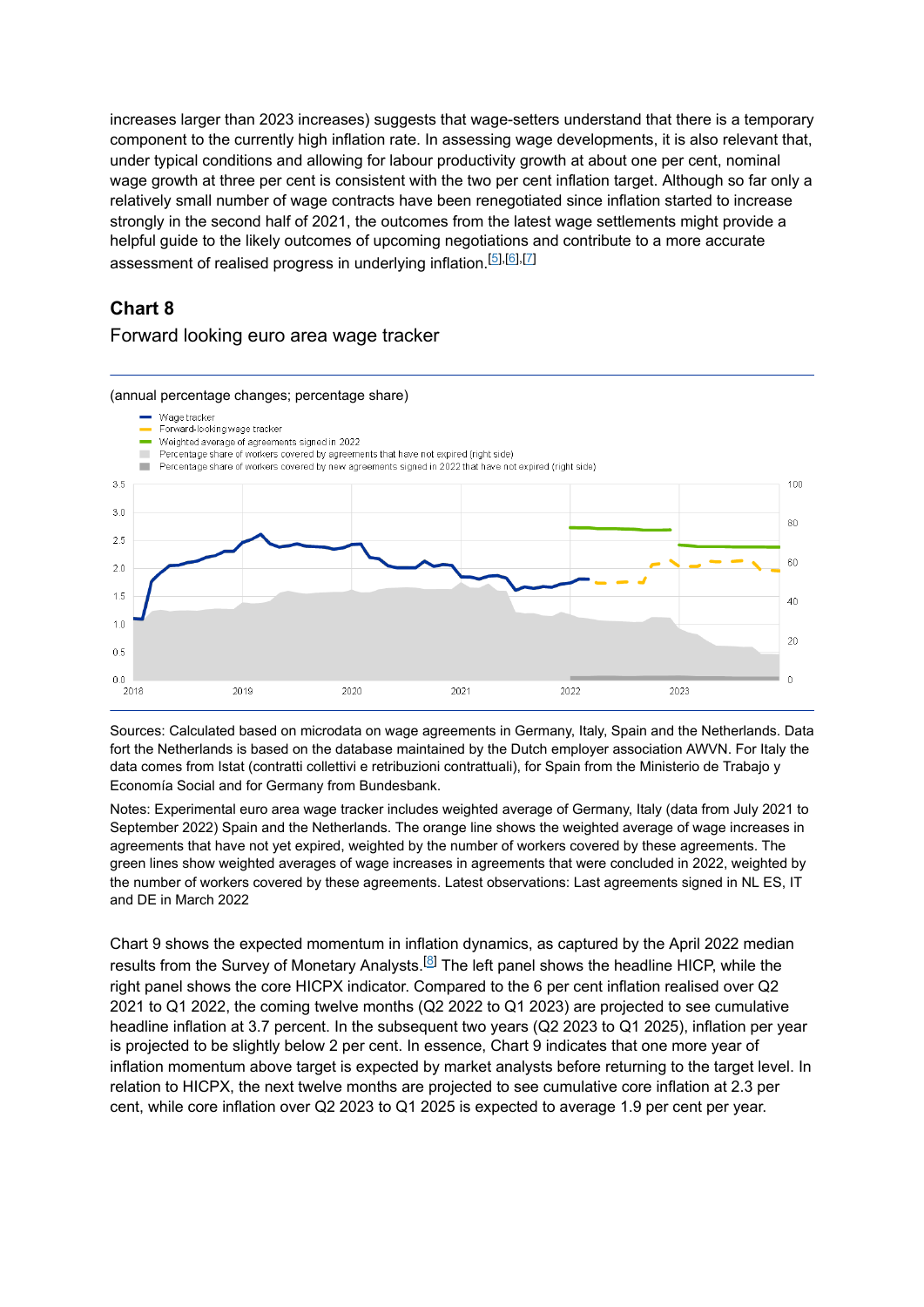increases larger than 2023 increases) suggests that wage-setters understand that there is a temporary component to the currently high inflation rate. In assessing wage developments, it is also relevant that, under typical conditions and allowing for labour productivity growth at about one per cent, nominal wage growth at three per cent is consistent with the two per cent inflation target. Although so far only a relatively small number of wage contracts have been renegotiated since inflation started to increase strongly in the second half of 2021, the outcomes from the latest wage settlements might provide a helpful guide to the likely outcomes of upcoming negotiations and contribute to a more accurate assessment of realised progress in underlying inflation.[5],[6],[7]

### Chart 8

Forward looking euro area wage tracker

(annual percentage changes; percentage share)

- Wage tracker
- Forward-looking wage tracker
- Weighted average of agreements signed in 2022
- Percentage share of workers covered by agreements that have not expired (right side)
- Percentage share of workers covered by new agreements signed in 2022 that have not expired (right side)

Sources: Calculated based on microdata on wage agreements in Germany, Italy, Spain and the Netherlands. Data fort the Netherlands is based on the database maintained by the Dutch employer association AWVN. For Italy the data comes from Istat (contratti collettivi e retribuzioni contrattuali), for Spain from the Ministerio de Trabajo y Economía Social and for Germany from Bundesbank.

Notes: Experimental euro area wage tracker includes weighted average of Germany, Italy (data from July 2021 to September 2022) Spain and the Netherlands. The orange line shows the weighted average of wage increases in agreements that have not yet expired, weighted by the number of workers covered by these agreements. The green lines show weighted averages of wage increases in agreements that were concluded in 2022, weighted by the number of workers covered by these agreements. Latest observations: Last agreements signed in NL ES, IT and DE in March 2022

Chart 9 shows the expected momentum in inflation dynamics, as captured by the April 2022 median results from the Survey of Monetary Analysts.[8] The left panel shows the headline HICP, while the right panel shows the core HICPX indicator. Compared to the 6 per cent inflation realised over Q2 2021 to Q1 2022, the coming twelve months (Q2 2022 to Q1 2023) are projected to see cumulative headline inflation at 3.7 percent. In the subsequent two years (Q2 2023 to Q1 2025), inflation per year is projected to be slightly below 2 per cent. In essence, Chart 9 indicates that one more year of inflation momentum above target is expected by market analysts before returning to the target level. In relation to HICPX, the next twelve months are projected to see cumulative core inflation at 2.3 per cent, while core inflation over Q2 2023 to Q1 2025 is expected to average 1.9 per cent per year.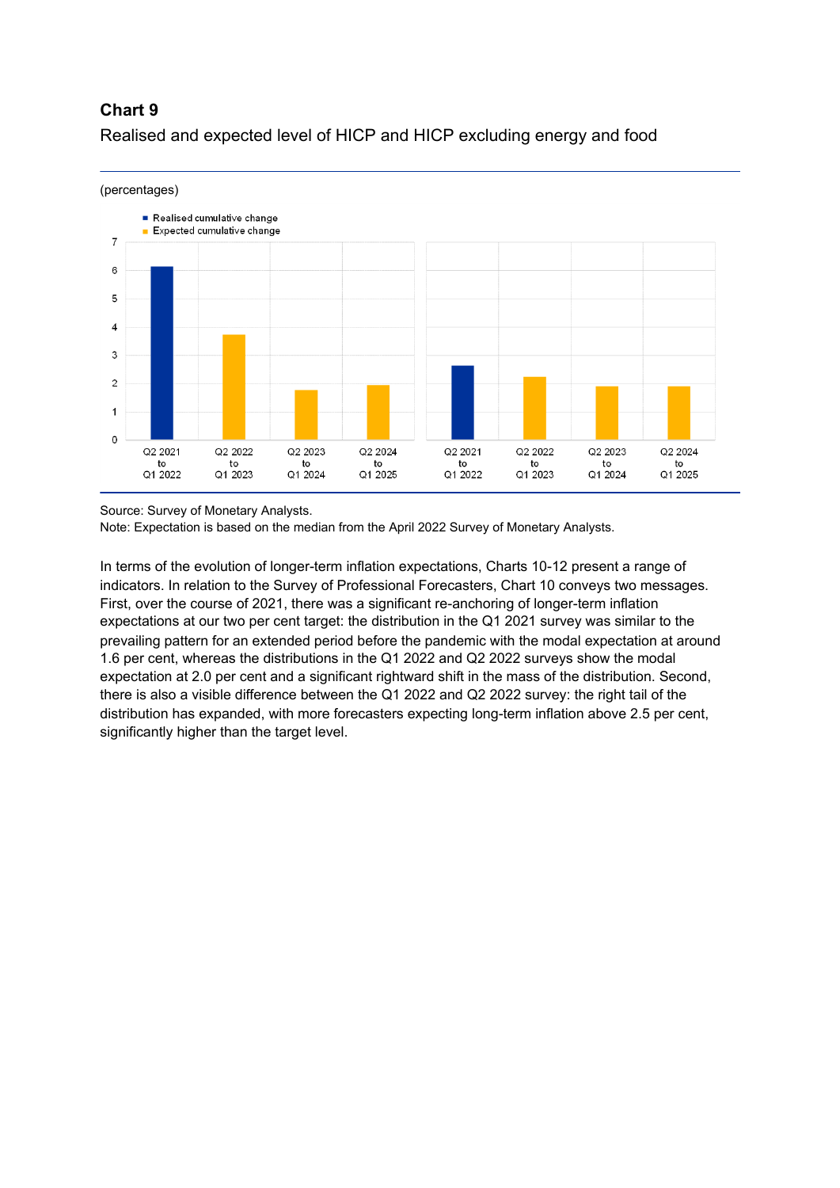**Chart 9**

Realised and expected level of HICP and HICP excluding energy and food

(percentages)

Source: Survey of Monetary Analysts.
Note: Expectation is based on the median from the April 2022 Survey of Monetary Analysts.

In terms of the evolution of longer-term inflation expectations, Charts 10-12 present a range of indicators. In relation to the Survey of Professional Forecasters, Chart 10 conveys two messages. First, over the course of 2021, there was a significant re-anchoring of longer-term inflation expectations at our two per cent target: the distribution in the Q1 2021 survey was similar to the prevailing pattern for an extended period before the pandemic with the modal expectation at around 1.6 per cent, whereas the distributions in the Q1 2022 and Q2 2022 surveys show the modal expectation at 2.0 per cent and a significant rightward shift in the mass of the distribution. Second, there is also a visible difference between the Q1 2022 and Q2 2022 survey: the right tail of the distribution has expanded, with more forecasters expecting long-term inflation above 2.5 per cent, significantly higher than the target level.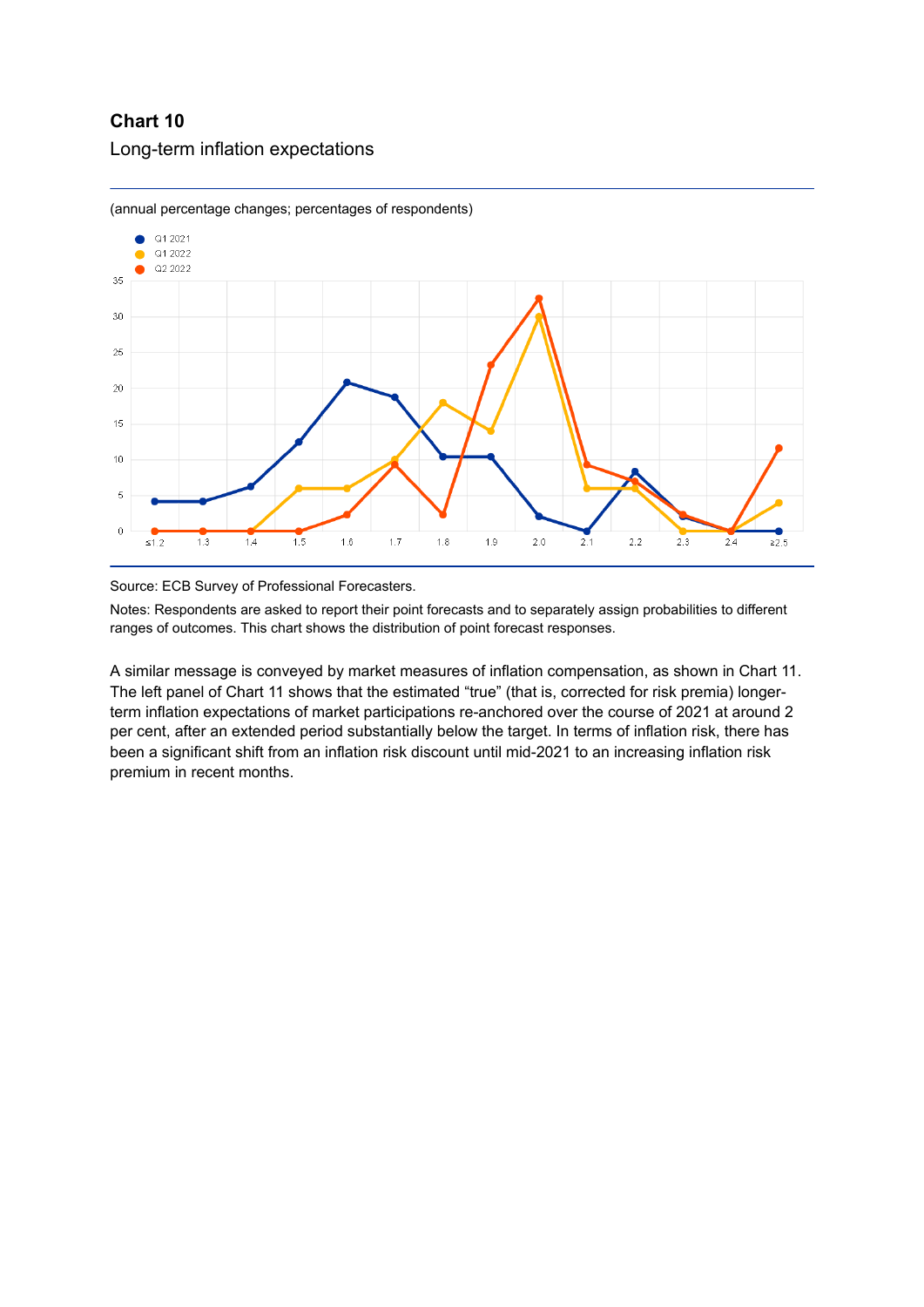**Chart 10**

Long-term inflation expectations

(annual percentage changes; percentages of respondents)

Source: ECB Survey of Professional Forecasters.

Notes: Respondents are asked to report their point forecasts and to separately assign probabilities to different ranges of outcomes. This chart shows the distribution of point forecast responses.

A similar message is conveyed by market measures of inflation compensation, as shown in Chart 11. The left panel of Chart 11 shows that the estimated “true” (that is, corrected for risk premia) longer-term inflation expectations of market participations re-anchored over the course of 2021 at around 2 per cent, after an extended period substantially below the target. In terms of inflation risk, there has been a significant shift from an inflation risk discount until mid-2021 to an increasing inflation risk premium in recent months.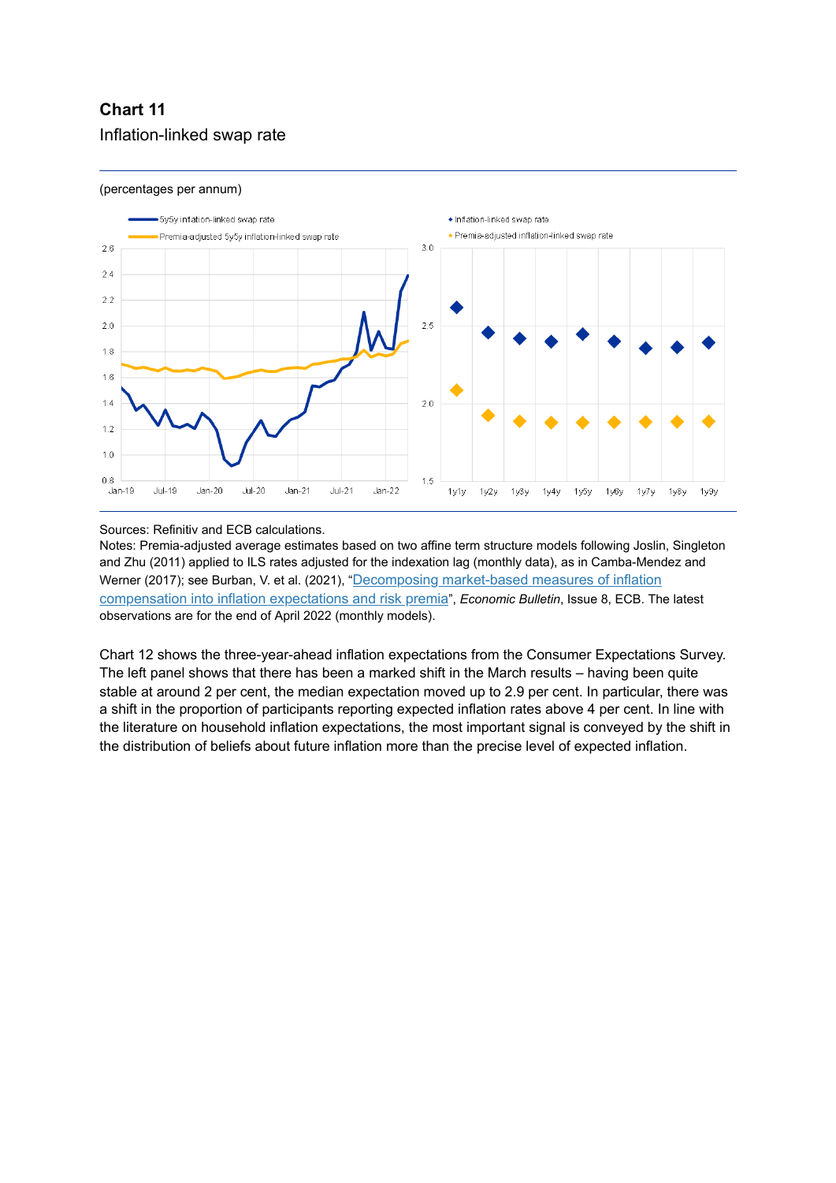**Chart 11**

Inflation-linked swap rate

(percentages per annum)

Sources: Refinitiv and ECB calculations.

Notes: Premia-adjusted average estimates based on two affine term structure models following Joslin, Singleton and Zhu (2011) applied to ILS rates adjusted for the indexation lag (monthly data), as in Camba-Mendez and Werner (2017); see Burban, V. et al. (2021), "Decomposing market-based measures of inflation compensation into inflation expectations and risk premia", *Economic Bulletin*, Issue 8, ECB. The latest observations are for the end of April 2022 (monthly models).

Chart 12 shows the three-year-ahead inflation expectations from the Consumer Expectations Survey. The left panel shows that there has been a marked shift in the March results – having been quite stable at around 2 per cent, the median expectation moved up to 2.9 per cent. In particular, there was a shift in the proportion of participants reporting expected inflation rates above 4 per cent. In line with the literature on household inflation expectations, the most important signal is conveyed by the shift in the distribution of beliefs about future inflation more than the precise level of expected inflation.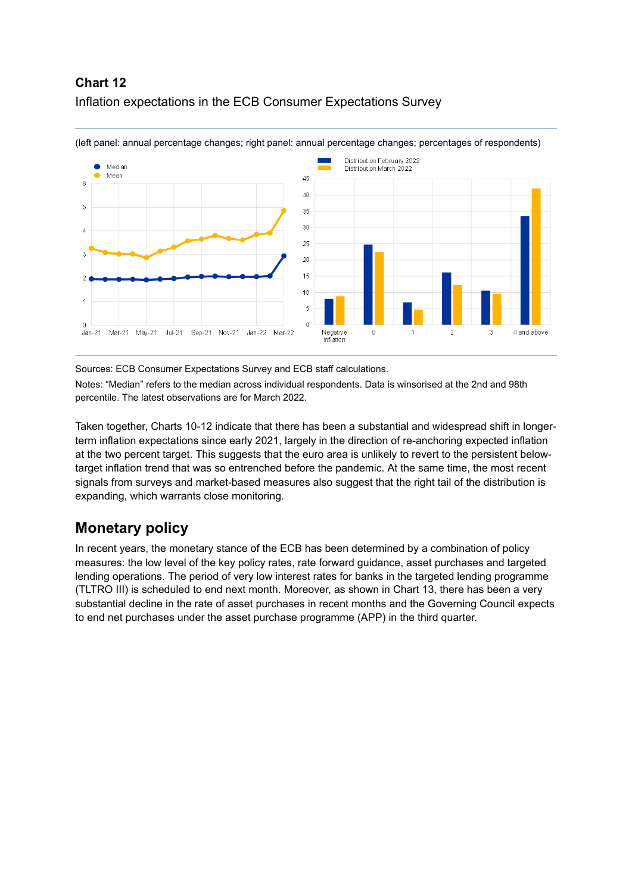**Chart 12**

Inflation expectations in the ECB Consumer Expectations Survey

(left panel: annual percentage changes; right panel: annual percentage changes; percentages of respondents)

Sources: ECB Consumer Expectations Survey and ECB staff calculations.

Notes: "Median" refers to the median across individual respondents. Data is winsorised at the 2nd and 98th percentile. The latest observations are for March 2022.

Taken together, Charts 10-12 indicate that there has been a substantial and widespread shift in longer-term inflation expectations since early 2021, largely in the direction of re-anchoring expected inflation at the two percent target. This suggests that the euro area is unlikely to revert to the persistent below-target inflation trend that was so entrenched before the pandemic. At the same time, the most recent signals from surveys and market-based measures also suggest that the right tail of the distribution is expanding, which warrants close monitoring.

## Monetary policy

In recent years, the monetary stance of the ECB has been determined by a combination of policy measures: the low level of the key policy rates, rate forward guidance, asset purchases and targeted lending operations. The period of very low interest rates for banks in the targeted lending programme (TLTRO III) is scheduled to end next month. Moreover, as shown in Chart 13, there has been a very substantial decline in the rate of asset purchases in recent months and the Governing Council expects to end net purchases under the asset purchase programme (APP) in the third quarter.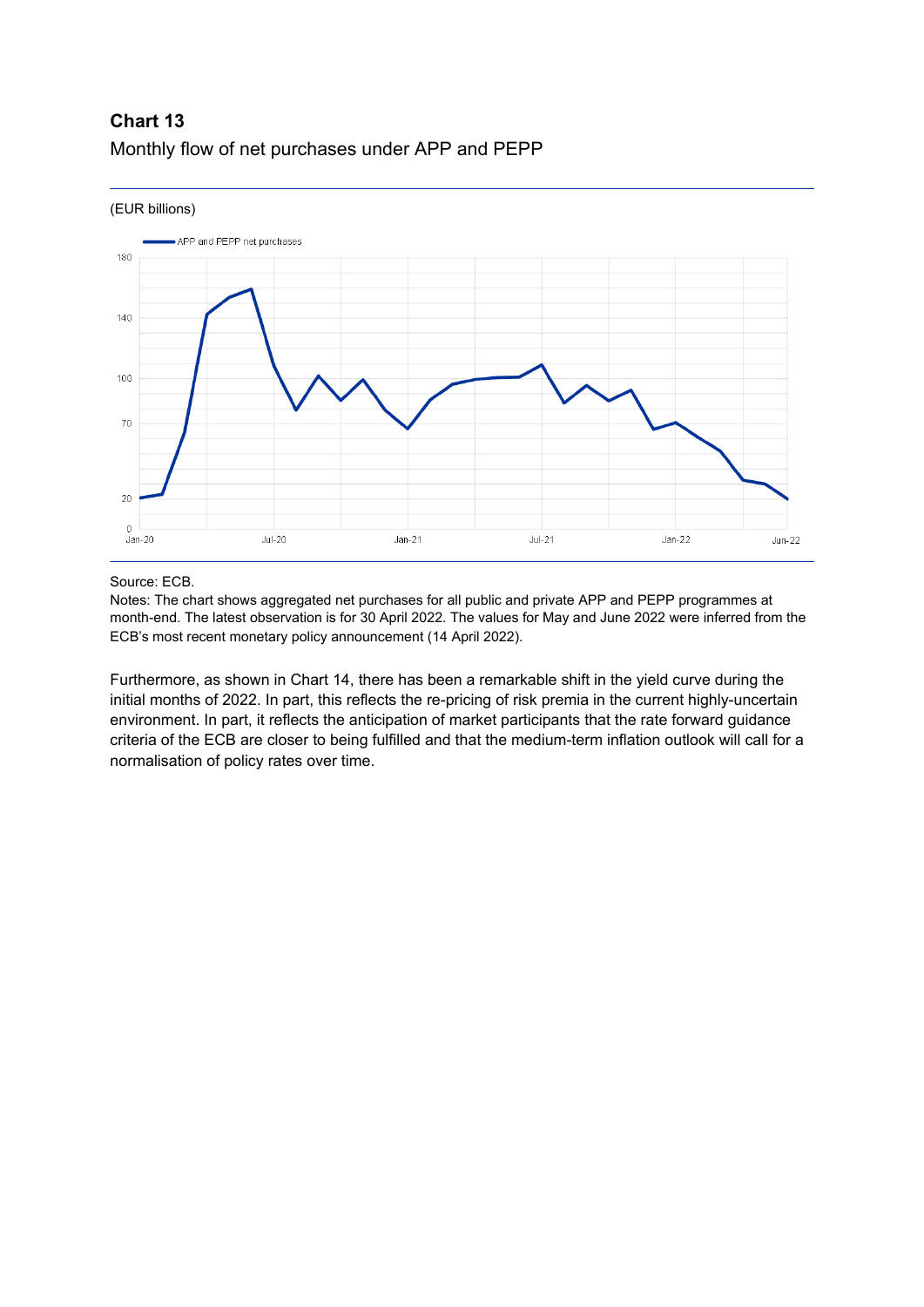**Chart 13**

Monthly flow of net purchases under APP and PEPP

(EUR billions)

Source: ECB.

Notes: The chart shows aggregated net purchases for all public and private APP and PEPP programmes at month-end. The latest observation is for 30 April 2022. The values for May and June 2022 were inferred from the ECB's most recent monetary policy announcement (14 April 2022).

Furthermore, as shown in Chart 14, there has been a remarkable shift in the yield curve during the initial months of 2022. In part, this reflects the re-pricing of risk premia in the current highly-uncertain environment. In part, it reflects the anticipation of market participants that the rate forward guidance criteria of the ECB are closer to being fulfilled and that the medium-term inflation outlook will call for a normalisation of policy rates over time.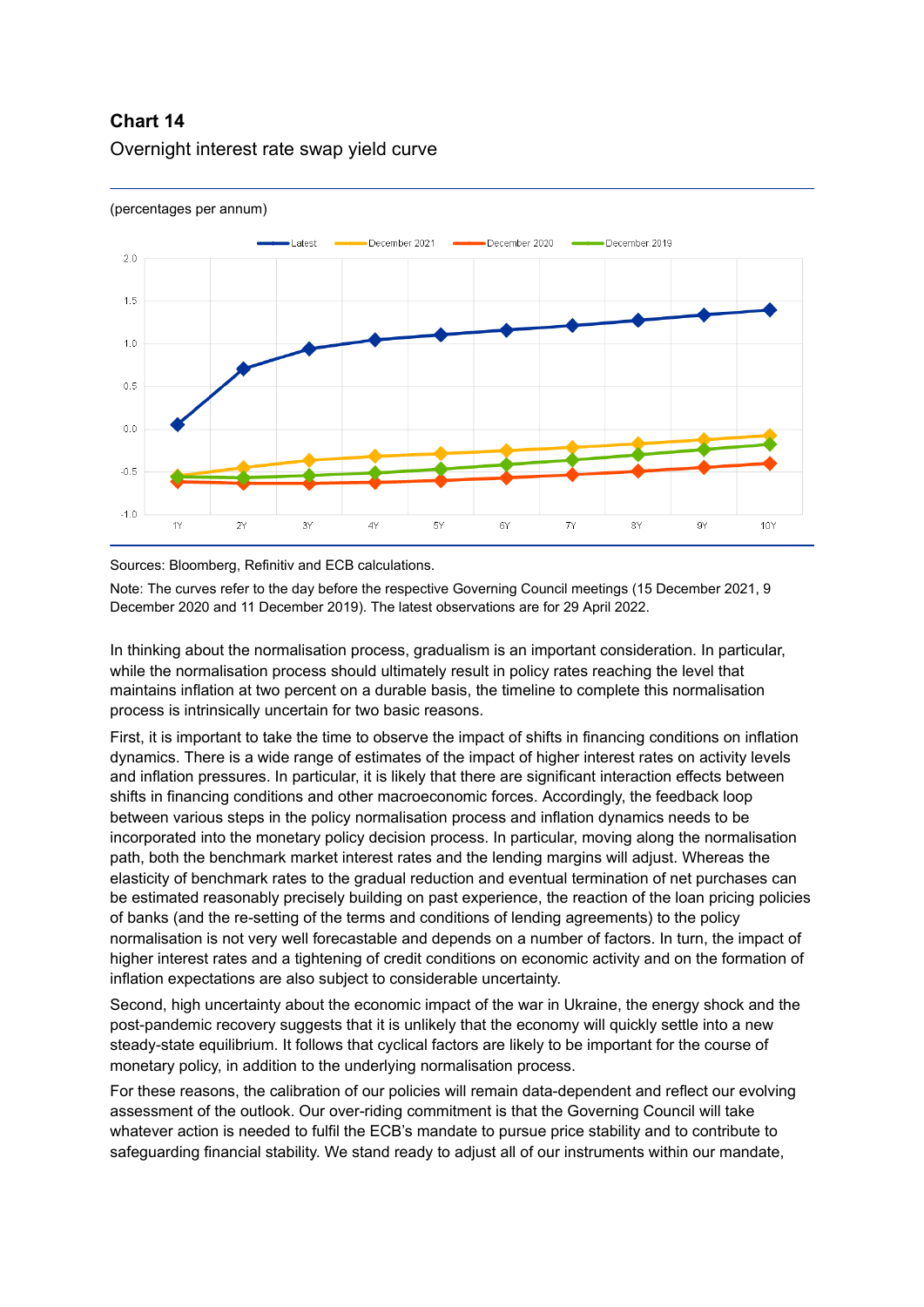**Chart 14**

Overnight interest rate swap yield curve

(percentages per annum)

Sources: Bloomberg, Refinitiv and ECB calculations.

Note: The curves refer to the day before the respective Governing Council meetings (15 December 2021, 9 December 2020 and 11 December 2019). The latest observations are for 29 April 2022.

In thinking about the normalisation process, gradualism is an important consideration. In particular, while the normalisation process should ultimately result in policy rates reaching the level that maintains inflation at two percent on a durable basis, the timeline to complete this normalisation process is intrinsically uncertain for two basic reasons.

First, it is important to take the time to observe the impact of shifts in financing conditions on inflation dynamics. There is a wide range of estimates of the impact of higher interest rates on activity levels and inflation pressures. In particular, it is likely that there are significant interaction effects between shifts in financing conditions and other macroeconomic forces. Accordingly, the feedback loop between various steps in the policy normalisation process and inflation dynamics needs to be incorporated into the monetary policy decision process. In particular, moving along the normalisation path, both the benchmark market interest rates and the lending margins will adjust. Whereas the elasticity of benchmark rates to the gradual reduction and eventual termination of net purchases can be estimated reasonably precisely building on past experience, the reaction of the loan pricing policies of banks (and the re-setting of the terms and conditions of lending agreements) to the policy normalisation is not very well forecastable and depends on a number of factors. In turn, the impact of higher interest rates and a tightening of credit conditions on economic activity and on the formation of inflation expectations are also subject to considerable uncertainty.

Second, high uncertainty about the economic impact of the war in Ukraine, the energy shock and the post-pandemic recovery suggests that it is unlikely that the economy will quickly settle into a new steady-state equilibrium. It follows that cyclical factors are likely to be important for the course of monetary policy, in addition to the underlying normalisation process.

For these reasons, the calibration of our policies will remain data-dependent and reflect our evolving assessment of the outlook. Our over-riding commitment is that the Governing Council will take whatever action is needed to fulfil the ECB's mandate to pursue price stability and to contribute to safeguarding financial stability. We stand ready to adjust all of our instruments within our mandate,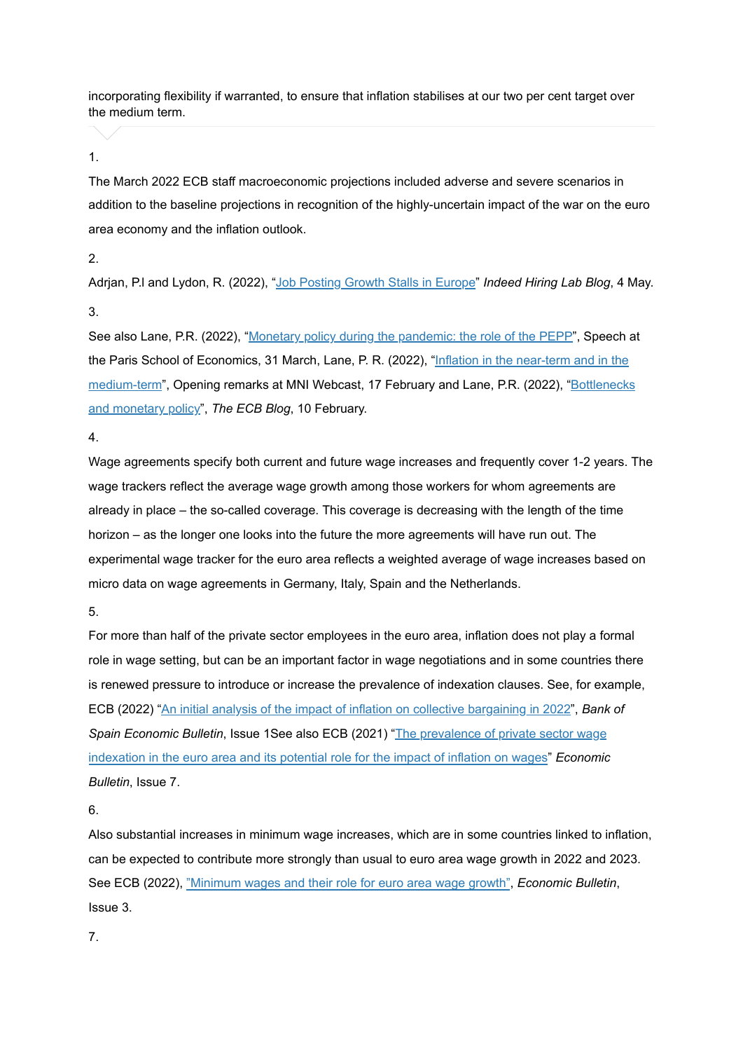incorporating flexibility if warranted, to ensure that inflation stabilises at our two per cent target over the medium term.

1.

The March 2022 ECB staff macroeconomic projections included adverse and severe scenarios in addition to the baseline projections in recognition of the highly-uncertain impact of the war on the euro area economy and the inflation outlook.

2.

Adrjan, P.I and Lydon, R. (2022), "Job Posting Growth Stalls in Europe" *Indeed Hiring Lab Blog*, 4 May.

3.

See also Lane, P.R. (2022), "Monetary policy during the pandemic: the role of the PEPP", Speech at the Paris School of Economics, 31 March, Lane, P. R. (2022), "Inflation in the near-term and in the medium-term", Opening remarks at MNI Webcast, 17 February and Lane, P.R. (2022), "Bottlenecks and monetary policy", *The ECB Blog*, 10 February.

4.

Wage agreements specify both current and future wage increases and frequently cover 1-2 years. The wage trackers reflect the average wage growth among those workers for whom agreements are already in place – the so-called coverage. This coverage is decreasing with the length of the time horizon – as the longer one looks into the future the more agreements will have run out. The experimental wage tracker for the euro area reflects a weighted average of wage increases based on micro data on wage agreements in Germany, Italy, Spain and the Netherlands.

5.

For more than half of the private sector employees in the euro area, inflation does not play a formal role in wage setting, but can be an important factor in wage negotiations and in some countries there is renewed pressure to introduce or increase the prevalence of indexation clauses. See, for example, ECB (2022) "An initial analysis of the impact of inflation on collective bargaining in 2022", *Bank of Spain Economic Bulletin*, Issue 1See also ECB (2021) "The prevalence of private sector wage indexation in the euro area and its potential role for the impact of inflation on wages" *Economic Bulletin*, Issue 7.

6.

Also substantial increases in minimum wage increases, which are in some countries linked to inflation, can be expected to contribute more strongly than usual to euro area wage growth in 2022 and 2023. See ECB (2022), "Minimum wages and their role for euro area wage growth", *Economic Bulletin*, Issue 3.

7.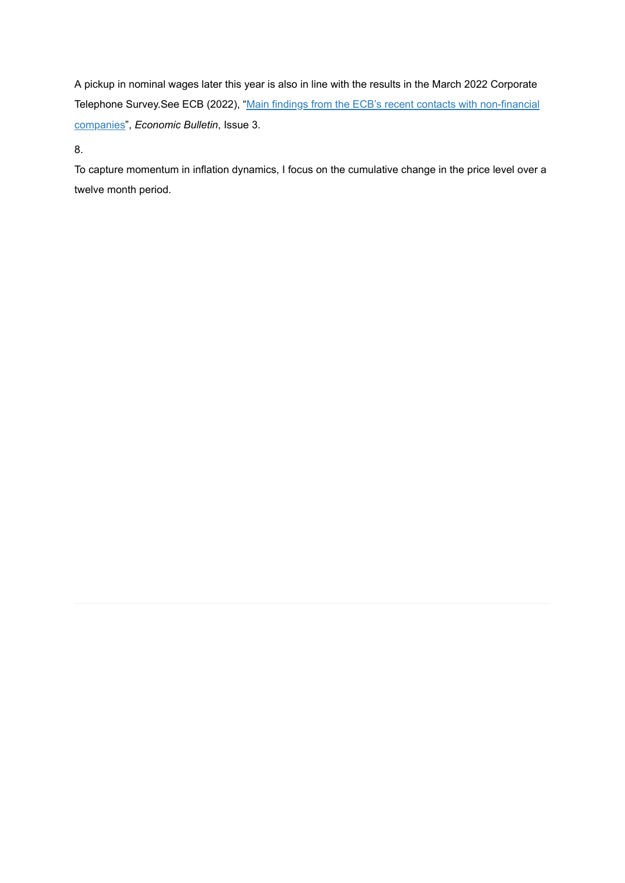A pickup in nominal wages later this year is also in line with the results in the March 2022 Corporate Telephone Survey.See ECB (2022), "Main findings from the ECB's recent contacts with non-financial companies", *Economic Bulletin*, Issue 3.

8.

To capture momentum in inflation dynamics, I focus on the cumulative change in the price level over a twelve month period.